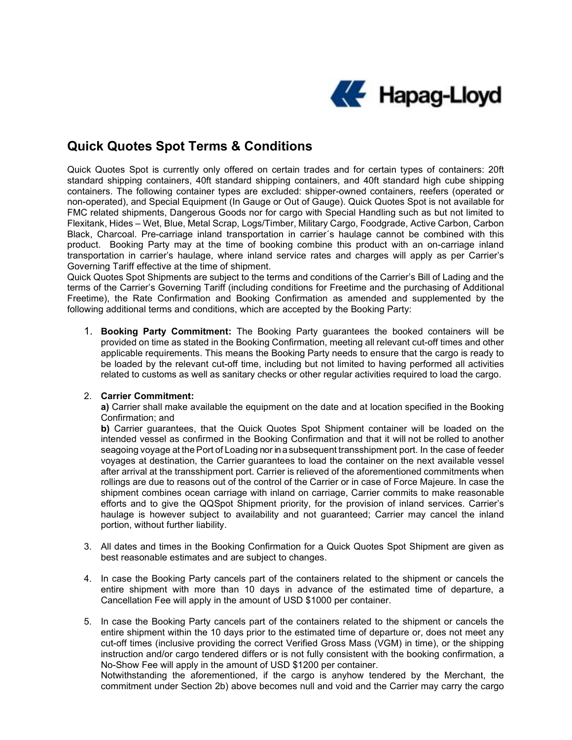# Quick Quotes Spot Terms & Conditions

Quick Quotes Spot is currently only offered on certain trades and for certain types of containers: 20ft standard shipping containers, 40ft standard shipping containers, and 40ft standard high cube shipping containers. The following container types are excluded: shipper-owned containers, reefers (operated or non-operated), and Special Equipment (In Gauge or Out of Gauge). Quick Quotes Spot is not available for FMC related shipments, Dangerous Goods nor for cargo with Special Handling such as but not limited to Flexitank, Hides – Wet, Blue, Metal Scrap, Logs/Timber, Military Cargo, Foodgrade, Active Carbon, Carbon Black, Charcoal. Pre-carriage inland transportation in carrier´s haulage cannot be combined with this product. Booking Party may at the time of booking combine this product with an on-carriage inland transportation in carrier's haulage, where inland service rates and charges will apply as per Carrier's Governing Tariff effective at the time of shipment.

Quick Quotes Spot Shipments are subject to the terms and conditions of the Carrier's Bill of Lading and the terms of the Carrier's Governing Tariff (including conditions for Freetime and the purchasing of Additional Freetime), the Rate Confirmation and Booking Confirmation as amended and supplemented by the following additional terms and conditions, which are accepted by the Booking Party:

1. **Booking Party Commitment:** The Booking Party guarantees the booked containers will be provided on time as stated in the Booking Confirmation, meeting all relevant cut-off times and other applicable requirements. This means the Booking Party needs to ensure that the cargo is ready to be loaded by the relevant cut-off time, including but not limited to having performed all activities related to customs as well as sanitary checks or other regular activities required to load the cargo.

2. **Carrier Commitment:**
   **a)** Carrier shall make available the equipment on the date and at location specified in the Booking Confirmation; and
   **b)** Carrier guarantees, that the Quick Quotes Spot Shipment container will be loaded on the intended vessel as confirmed in the Booking Confirmation and that it will not be rolled to another seagoing voyage at the Port of Loading nor in a subsequent transshipment port. In the case of feeder voyages at destination, the Carrier guarantees to load the container on the next available vessel after arrival at the transshipment port. Carrier is relieved of the aforementioned commitments when rollings are due to reasons out of the control of the Carrier or in case of Force Majeure. In case the shipment combines ocean carriage with inland on carriage, Carrier commits to make reasonable efforts and to give the QQSpot Shipment priority, for the provision of inland services. Carrier's haulage is however subject to availability and not guaranteed; Carrier may cancel the inland portion, without further liability.

3. All dates and times in the Booking Confirmation for a Quick Quotes Spot Shipment are given as best reasonable estimates and are subject to changes.

4. In case the Booking Party cancels part of the containers related to the shipment or cancels the entire shipment with more than 10 days in advance of the estimated time of departure, a Cancellation Fee will apply in the amount of USD $1000 per container.

5. In case the Booking Party cancels part of the containers related to the shipment or cancels the entire shipment within the 10 days prior to the estimated time of departure or, does not meet any cut-off times (inclusive providing the correct Verified Gross Mass (VGM) in time), or the shipping instruction and/or cargo tendered differs or is not fully consistent with the booking confirmation, a No-Show Fee will apply in the amount of USD $1200 per container.
   Notwithstanding the aforementioned, if the cargo is anyhow tendered by the Merchant, the commitment under Section 2b) above becomes null and void and the Carrier may carry the cargo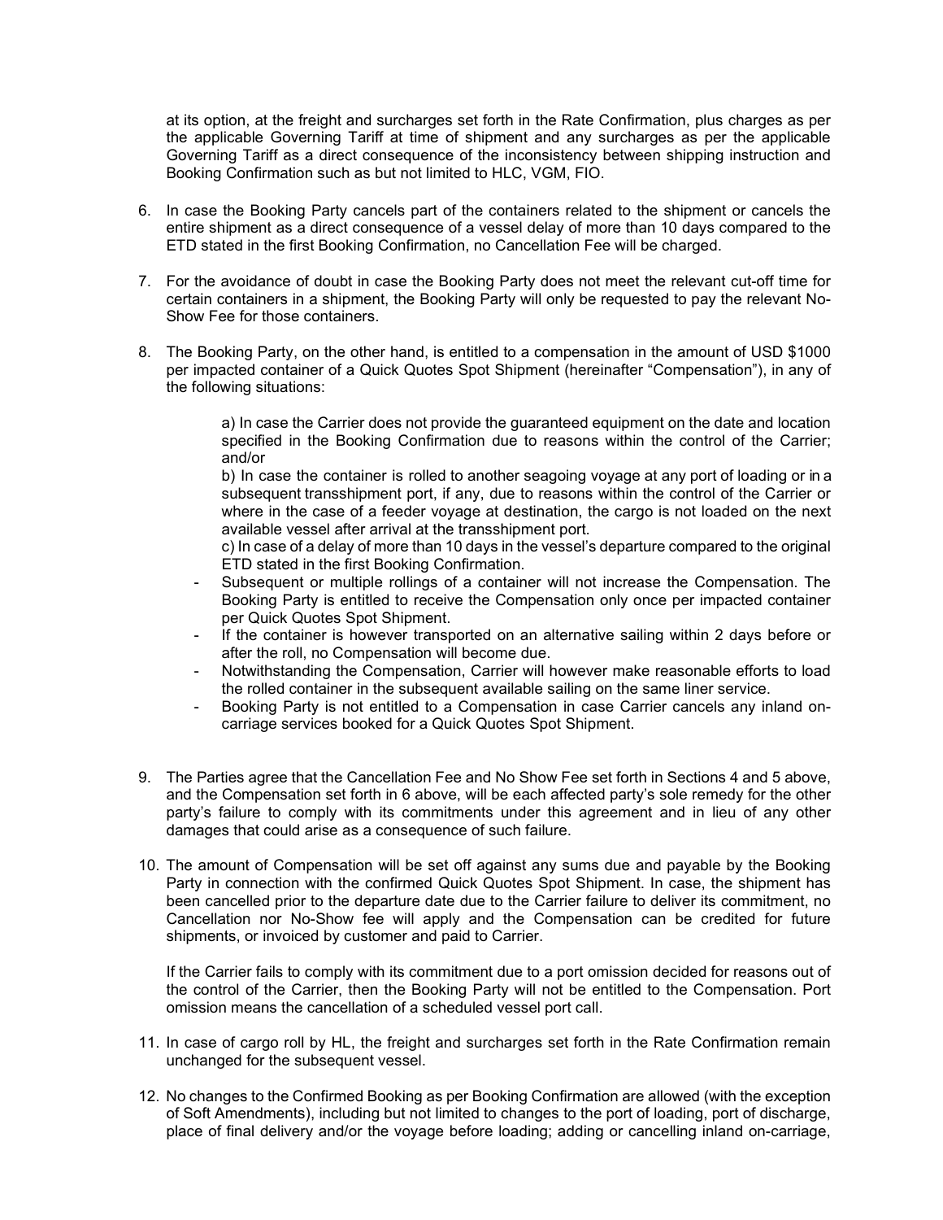at its option, at the freight and surcharges set forth in the Rate Confirmation, plus charges as per the applicable Governing Tariff at time of shipment and any surcharges as per the applicable Governing Tariff as a direct consequence of the inconsistency between shipping instruction and Booking Confirmation such as but not limited to HLC, VGM, FIO.

6. In case the Booking Party cancels part of the containers related to the shipment or cancels the entire shipment as a direct consequence of a vessel delay of more than 10 days compared to the ETD stated in the first Booking Confirmation, no Cancellation Fee will be charged.

7. For the avoidance of doubt in case the Booking Party does not meet the relevant cut-off time for certain containers in a shipment, the Booking Party will only be requested to pay the relevant No-Show Fee for those containers.

8. The Booking Party, on the other hand, is entitled to a compensation in the amount of USD $1000 per impacted container of a Quick Quotes Spot Shipment (hereinafter "Compensation"), in any of the following situations:

   a) In case the Carrier does not provide the guaranteed equipment on the date and location specified in the Booking Confirmation due to reasons within the control of the Carrier; and/or
   b) In case the container is rolled to another seagoing voyage at any port of loading or in a subsequent transshipment port, if any, due to reasons within the control of the Carrier or where in the case of a feeder voyage at destination, the cargo is not loaded on the next available vessel after arrival at the transshipment port.
   c) In case of a delay of more than 10 days in the vessel's departure compared to the original ETD stated in the first Booking Confirmation.

   - Subsequent or multiple rollings of a container will not increase the Compensation. The Booking Party is entitled to receive the Compensation only once per impacted container per Quick Quotes Spot Shipment.
   - If the container is however transported on an alternative sailing within 2 days before or after the roll, no Compensation will become due.
   - Notwithstanding the Compensation, Carrier will however make reasonable efforts to load the rolled container in the subsequent available sailing on the same liner service.
   - Booking Party is not entitled to a Compensation in case Carrier cancels any inland on-carriage services booked for a Quick Quotes Spot Shipment.

9. The Parties agree that the Cancellation Fee and No Show Fee set forth in Sections 4 and 5 above, and the Compensation set forth in 6 above, will be each affected party's sole remedy for the other party's failure to comply with its commitments under this agreement and in lieu of any other damages that could arise as a consequence of such failure.

10. The amount of Compensation will be set off against any sums due and payable by the Booking Party in connection with the confirmed Quick Quotes Spot Shipment. In case, the shipment has been cancelled prior to the departure date due to the Carrier failure to deliver its commitment, no Cancellation nor No-Show fee will apply and the Compensation can be credited for future shipments, or invoiced by customer and paid to Carrier.

    If the Carrier fails to comply with its commitment due to a port omission decided for reasons out of the control of the Carrier, then the Booking Party will not be entitled to the Compensation. Port omission means the cancellation of a scheduled vessel port call.

11. In case of cargo roll by HL, the freight and surcharges set forth in the Rate Confirmation remain unchanged for the subsequent vessel.

12. No changes to the Confirmed Booking as per Booking Confirmation are allowed (with the exception of Soft Amendments), including but not limited to changes to the port of loading, port of discharge, place of final delivery and/or the voyage before loading; adding or cancelling inland on-carriage,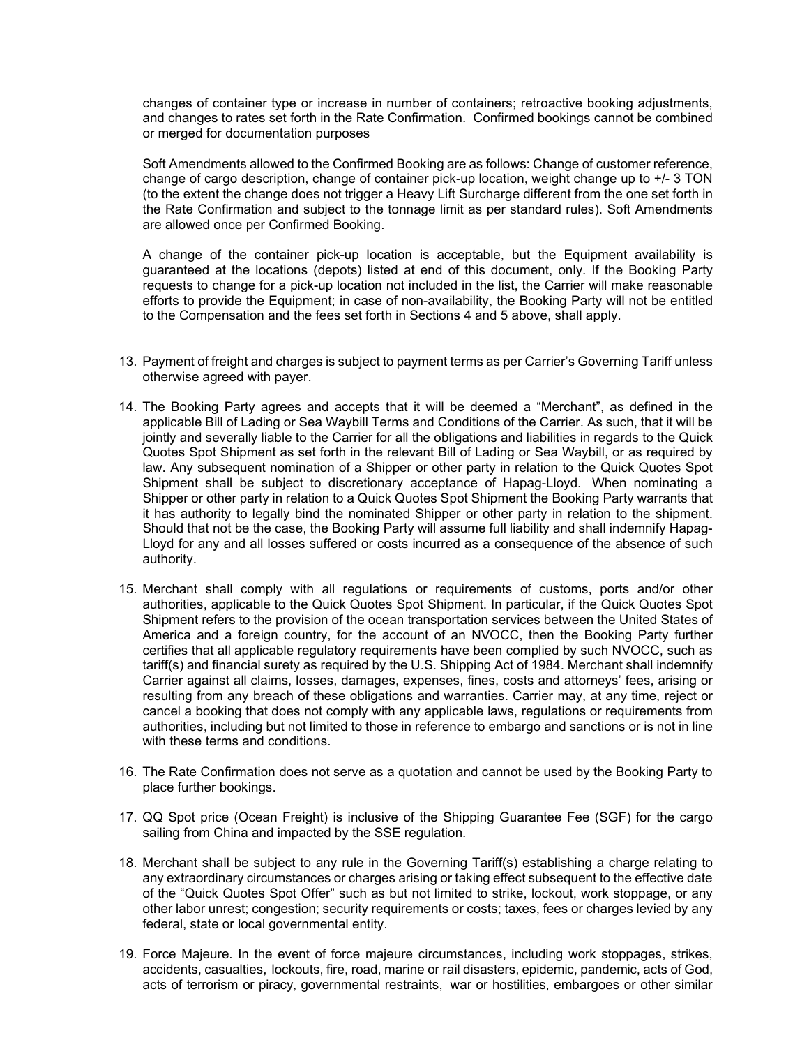changes of container type or increase in number of containers; retroactive booking adjustments, and changes to rates set forth in the Rate Confirmation. Confirmed bookings cannot be combined or merged for documentation purposes

Soft Amendments allowed to the Confirmed Booking are as follows: Change of customer reference, change of cargo description, change of container pick-up location, weight change up to +/- 3 TON (to the extent the change does not trigger a Heavy Lift Surcharge different from the one set forth in the Rate Confirmation and subject to the tonnage limit as per standard rules). Soft Amendments are allowed once per Confirmed Booking.

A change of the container pick-up location is acceptable, but the Equipment availability is guaranteed at the locations (depots) listed at end of this document, only. If the Booking Party requests to change for a pick-up location not included in the list, the Carrier will make reasonable efforts to provide the Equipment; in case of non-availability, the Booking Party will not be entitled to the Compensation and the fees set forth in Sections 4 and 5 above, shall apply.

13. Payment of freight and charges is subject to payment terms as per Carrier's Governing Tariff unless otherwise agreed with payer.

14. The Booking Party agrees and accepts that it will be deemed a "Merchant", as defined in the applicable Bill of Lading or Sea Waybill Terms and Conditions of the Carrier. As such, that it will be jointly and severally liable to the Carrier for all the obligations and liabilities in regards to the Quick Quotes Spot Shipment as set forth in the relevant Bill of Lading or Sea Waybill, or as required by law. Any subsequent nomination of a Shipper or other party in relation to the Quick Quotes Spot Shipment shall be subject to discretionary acceptance of Hapag-Lloyd. When nominating a Shipper or other party in relation to a Quick Quotes Spot Shipment the Booking Party warrants that it has authority to legally bind the nominated Shipper or other party in relation to the shipment. Should that not be the case, the Booking Party will assume full liability and shall indemnify Hapag-Lloyd for any and all losses suffered or costs incurred as a consequence of the absence of such authority.

15. Merchant shall comply with all regulations or requirements of customs, ports and/or other authorities, applicable to the Quick Quotes Spot Shipment. In particular, if the Quick Quotes Spot Shipment refers to the provision of the ocean transportation services between the United States of America and a foreign country, for the account of an NVOCC, then the Booking Party further certifies that all applicable regulatory requirements have been complied by such NVOCC, such as tariff(s) and financial surety as required by the U.S. Shipping Act of 1984. Merchant shall indemnify Carrier against all claims, losses, damages, expenses, fines, costs and attorneys' fees, arising or resulting from any breach of these obligations and warranties. Carrier may, at any time, reject or cancel a booking that does not comply with any applicable laws, regulations or requirements from authorities, including but not limited to those in reference to embargo and sanctions or is not in line with these terms and conditions.

16. The Rate Confirmation does not serve as a quotation and cannot be used by the Booking Party to place further bookings.

17. QQ Spot price (Ocean Freight) is inclusive of the Shipping Guarantee Fee (SGF) for the cargo sailing from China and impacted by the SSE regulation.

18. Merchant shall be subject to any rule in the Governing Tariff(s) establishing a charge relating to any extraordinary circumstances or charges arising or taking effect subsequent to the effective date of the "Quick Quotes Spot Offer" such as but not limited to strike, lockout, work stoppage, or any other labor unrest; congestion; security requirements or costs; taxes, fees or charges levied by any federal, state or local governmental entity.

19. Force Majeure. In the event of force majeure circumstances, including work stoppages, strikes, accidents, casualties, lockouts, fire, road, marine or rail disasters, epidemic, pandemic, acts of God, acts of terrorism or piracy, governmental restraints, war or hostilities, embargoes or other similar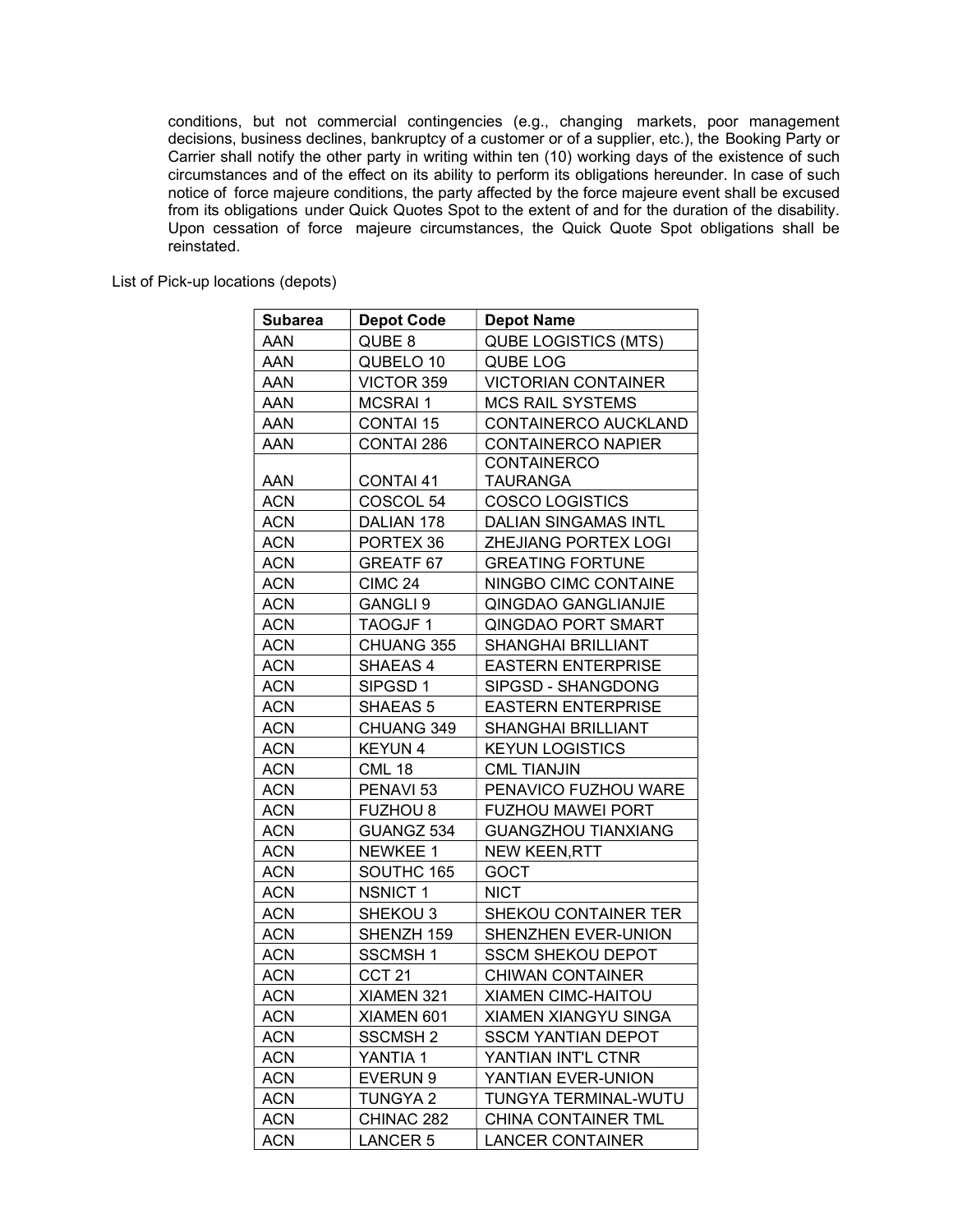conditions, but not commercial contingencies (e.g., changing markets, poor management decisions, business declines, bankruptcy of a customer or of a supplier, etc.), the Booking Party or Carrier shall notify the other party in writing within ten (10) working days of the existence of such circumstances and of the effect on its ability to perform its obligations hereunder. In case of such notice of force majeure conditions, the party affected by the force majeure event shall be excused from its obligations under Quick Quotes Spot to the extent of and for the duration of the disability. Upon cessation of force majeure circumstances, the Quick Quote Spot obligations shall be reinstated.

List of Pick-up locations (depots)

| Subarea | Depot Code | Depot Name |
|---|---|---|
| AAN | QUBE 8 | QUBE LOGISTICS (MTS) |
| AAN | QUBELO 10 | QUBE LOG |
| AAN | VICTOR 359 | VICTORIAN CONTAINER |
| AAN | MCSRAI 1 | MCS RAIL SYSTEMS |
| AAN | CONTAI 15 | CONTAINERCO AUCKLAND |
| AAN | CONTAI 286 | CONTAINERCO NAPIER |
| AAN | CONTAI 41 | CONTAINERCO TAURANGA |
| ACN | COSCOL 54 | COSCO LOGISTICS |
| ACN | DALIAN 178 | DALIAN SINGAMAS INTL |
| ACN | PORTEX 36 | ZHEJIANG PORTEX LOGI |
| ACN | GREATF 67 | GREATING FORTUNE |
| ACN | CIMC 24 | NINGBO CIMC CONTAINE |
| ACN | GANGLI 9 | QINGDAO GANGLIANJIE |
| ACN | TAOGJF 1 | QINGDAO PORT SMART |
| ACN | CHUANG 355 | SHANGHAI BRILLIANT |
| ACN | SHAEAS 4 | EASTERN ENTERPRISE |
| ACN | SIPGSD 1 | SIPGSD - SHANGDONG |
| ACN | SHAEAS 5 | EASTERN ENTERPRISE |
| ACN | CHUANG 349 | SHANGHAI BRILLIANT |
| ACN | KEYUN 4 | KEYUN LOGISTICS |
| ACN | CML 18 | CML TIANJIN |
| ACN | PENAVI 53 | PENAVICO FUZHOU WARE |
| ACN | FUZHOU 8 | FUZHOU MAWEI PORT |
| ACN | GUANGZ 534 | GUANGZHOU TIANXIANG |
| ACN | NEWKEE 1 | NEW KEEN,RTT |
| ACN | SOUTHC 165 | GOCT |
| ACN | NSNICT 1 | NICT |
| ACN | SHEKOU 3 | SHEKOU CONTAINER TER |
| ACN | SHENZH 159 | SHENZHEN EVER-UNION |
| ACN | SSCMSH 1 | SSCM SHEKOU DEPOT |
| ACN | CCT 21 | CHIWAN CONTAINER |
| ACN | XIAMEN 321 | XIAMEN CIMC-HAITOU |
| ACN | XIAMEN 601 | XIAMEN XIANGYU SINGA |
| ACN | SSCMSH 2 | SSCM YANTIAN DEPOT |
| ACN | YANTIA 1 | YANTIAN INT'L CTNR |
| ACN | EVERUN 9 | YANTIAN EVER-UNION |
| ACN | TUNGYA 2 | TUNGYA TERMINAL-WUTU |
| ACN | CHINAC 282 | CHINA CONTAINER TML |
| ACN | LANCER 5 | LANCER CONTAINER |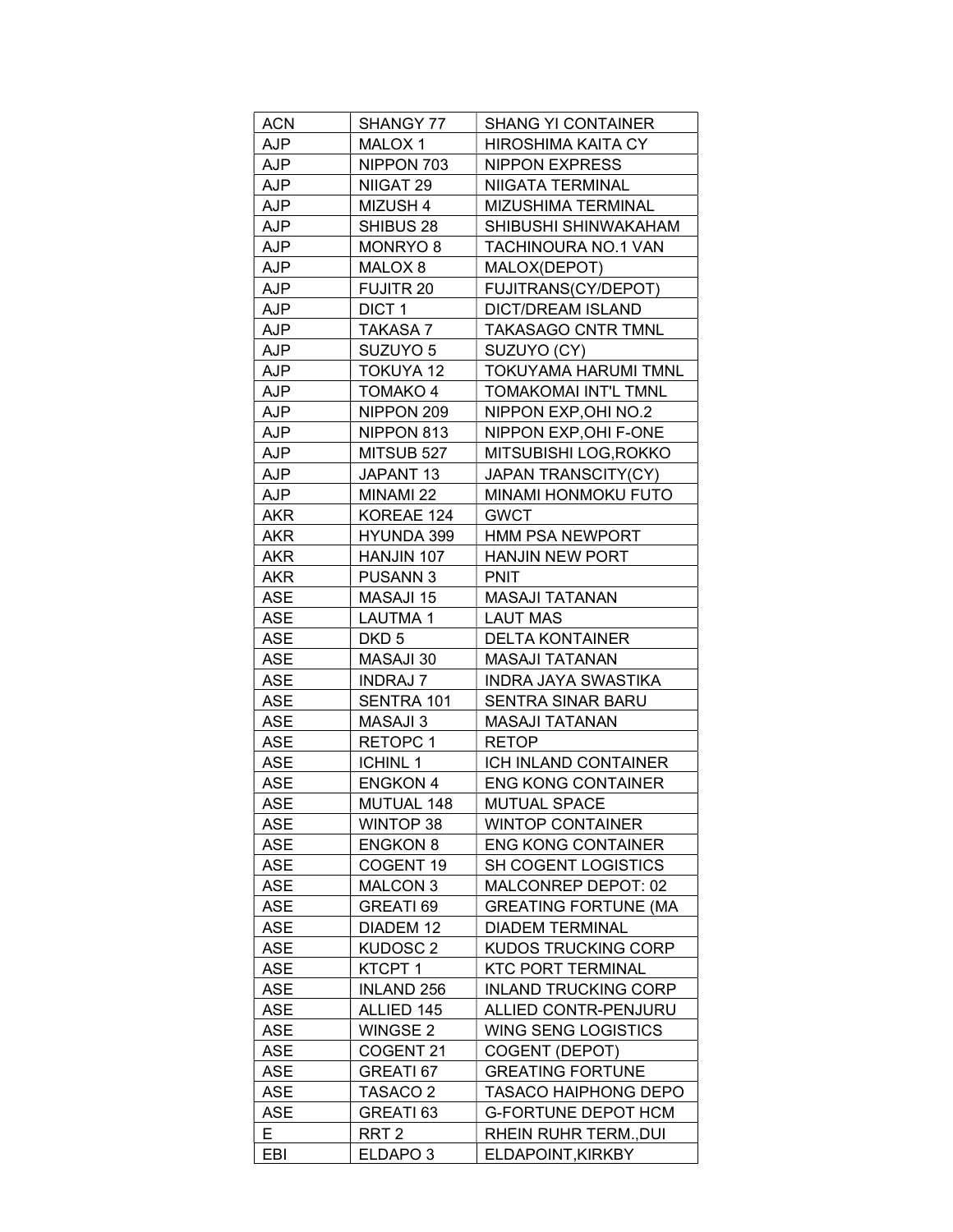| ACN | SHANGY 77 | SHANG YI CONTAINER |
|---|---|---|
| AJP | MALOX 1 | HIROSHIMA KAITA CY |
| AJP | NIPPON 703 | NIPPON EXPRESS |
| AJP | NIIGAT 29 | NIIGATA TERMINAL |
| AJP | MIZUSH 4 | MIZUSHIMA TERMINAL |
| AJP | SHIBUS 28 | SHIBUSHI SHINWAKAHAM |
| AJP | MONRYO 8 | TACHINOURA NO.1 VAN |
| AJP | MALOX 8 | MALOX(DEPOT) |
| AJP | FUJITR 20 | FUJITRANS(CY/DEPOT) |
| AJP | DICT 1 | DICT/DREAM ISLAND |
| AJP | TAKASA 7 | TAKASAGO CNTR TMNL |
| AJP | SUZUYO 5 | SUZUYO (CY) |
| AJP | TOKUYA 12 | TOKUYAMA HARUMI TMNL |
| AJP | TOMAKO 4 | TOMAKOMAI INT'L TMNL |
| AJP | NIPPON 209 | NIPPON EXP,OHI NO.2 |
| AJP | NIPPON 813 | NIPPON EXP,OHI F-ONE |
| AJP | MITSUB 527 | MITSUBISHI LOG,ROKKO |
| AJP | JAPANT 13 | JAPAN TRANSCITY(CY) |
| AJP | MINAMI 22 | MINAMI HONMOKU FUTO |
| AKR | KOREAE 124 | GWCT |
| AKR | HYUNDA 399 | HMM PSA NEWPORT |
| AKR | HANJIN 107 | HANJIN NEW PORT |
| AKR | PUSANN 3 | PNIT |
| ASE | MASAJI 15 | MASAJI TATANAN |
| ASE | LAUTMA 1 | LAUT MAS |
| ASE | DKD 5 | DELTA KONTAINER |
| ASE | MASAJI 30 | MASAJI TATANAN |
| ASE | INDRAJ 7 | INDRA JAYA SWASTIKA |
| ASE | SENTRA 101 | SENTRA SINAR BARU |
| ASE | MASAJI 3 | MASAJI TATANAN |
| ASE | RETOPC 1 | RETOP |
| ASE | ICHINL 1 | ICH INLAND CONTAINER |
| ASE | ENGKON 4 | ENG KONG CONTAINER |
| ASE | MUTUAL 148 | MUTUAL SPACE |
| ASE | WINTOP 38 | WINTOP CONTAINER |
| ASE | ENGKON 8 | ENG KONG CONTAINER |
| ASE | COGENT 19 | SH COGENT LOGISTICS |
| ASE | MALCON 3 | MALCONREP DEPOT: 02 |
| ASE | GREATI 69 | GREATING FORTUNE (MA |
| ASE | DIADEM 12 | DIADEM TERMINAL |
| ASE | KUDOSC 2 | KUDOS TRUCKING CORP |
| ASE | KTCPT 1 | KTC PORT TERMINAL |
| ASE | INLAND 256 | INLAND TRUCKING CORP |
| ASE | ALLIED 145 | ALLIED CONTR-PENJURU |
| ASE | WINGSE 2 | WING SENG LOGISTICS |
| ASE | COGENT 21 | COGENT (DEPOT) |
| ASE | GREATI 67 | GREATING FORTUNE |
| ASE | TASACO 2 | TASACO HAIPHONG DEPO |
| ASE | GREATI 63 | G-FORTUNE DEPOT HCM |
| E | RRT 2 | RHEIN RUHR TERM.,DUI |
| EBI | ELDAPO 3 | ELDAPOINT,KIRKBY |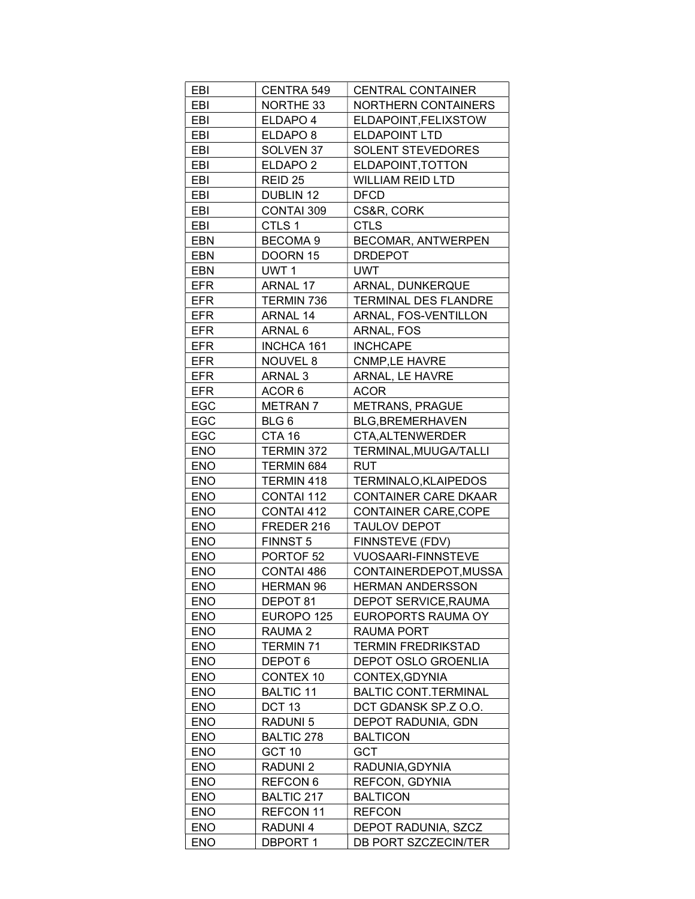| EBI | CENTRA 549 | CENTRAL CONTAINER |
|---|---|---|
| EBI | NORTHE 33 | NORTHERN CONTAINERS |
| EBI | ELDAPO 4 | ELDAPOINT,FELIXSTOW |
| EBI | ELDAPO 8 | ELDAPOINT LTD |
| EBI | SOLVEN 37 | SOLENT STEVEDORES |
| EBI | ELDAPO 2 | ELDAPOINT,TOTTON |
| EBI | REID 25 | WILLIAM REID LTD |
| EBI | DUBLIN 12 | DFCD |
| EBI | CONTAI 309 | CS&R, CORK |
| EBI | CTLS 1 | CTLS |
| EBN | BECOMA 9 | BECOMAR, ANTWERPEN |
| EBN | DOORN 15 | DRDEPOT |
| EBN | UWT 1 | UWT |
| EFR | ARNAL 17 | ARNAL, DUNKERQUE |
| EFR | TERMIN 736 | TERMINAL DES FLANDRE |
| EFR | ARNAL 14 | ARNAL, FOS-VENTILLON |
| EFR | ARNAL 6 | ARNAL, FOS |
| EFR | INCHCA 161 | INCHCAPE |
| EFR | NOUVEL 8 | CNMP,LE HAVRE |
| EFR | ARNAL 3 | ARNAL, LE HAVRE |
| EFR | ACOR 6 | ACOR |
| EGC | METRAN 7 | METRANS, PRAGUE |
| EGC | BLG 6 | BLG,BREMERHAVEN |
| EGC | CTA 16 | CTA,ALTENWERDER |
| ENO | TERMIN 372 | TERMINAL,MUUGA/TALLI |
| ENO | TERMIN 684 | RUT |
| ENO | TERMIN 418 | TERMINALO,KLAIPEDOS |
| ENO | CONTAI 112 | CONTAINER CARE DKAAR |
| ENO | CONTAI 412 | CONTAINER CARE,COPE |
| ENO | FREDER 216 | TAULOV DEPOT |
| ENO | FINNST 5 | FINNSTEVE (FDV) |
| ENO | PORTOF 52 | VUOSAARI-FINNSTEVE |
| ENO | CONTAI 486 | CONTAINERDEPOT,MUSSA |
| ENO | HERMAN 96 | HERMAN ANDERSSON |
| ENO | DEPOT 81 | DEPOT SERVICE,RAUMA |
| ENO | EUROPO 125 | EUROPORTS RAUMA OY |
| ENO | RAUMA 2 | RAUMA PORT |
| ENO | TERMIN 71 | TERMIN FREDRIKSTAD |
| ENO | DEPOT 6 | DEPOT OSLO GROENLIA |
| ENO | CONTEX 10 | CONTEX,GDYNIA |
| ENO | BALTIC 11 | BALTIC CONT.TERMINAL |
| ENO | DCT 13 | DCT GDANSK SP.Z O.O. |
| ENO | RADUNI 5 | DEPOT RADUNIA, GDN |
| ENO | BALTIC 278 | BALTICON |
| ENO | GCT 10 | GCT |
| ENO | RADUNI 2 | RADUNIA,GDYNIA |
| ENO | REFCON 6 | REFCON, GDYNIA |
| ENO | BALTIC 217 | BALTICON |
| ENO | REFCON 11 | REFCON |
| ENO | RADUNI 4 | DEPOT RADUNIA, SZCZ |
| ENO | DBPORT 1 | DB PORT SZCZECIN/TER |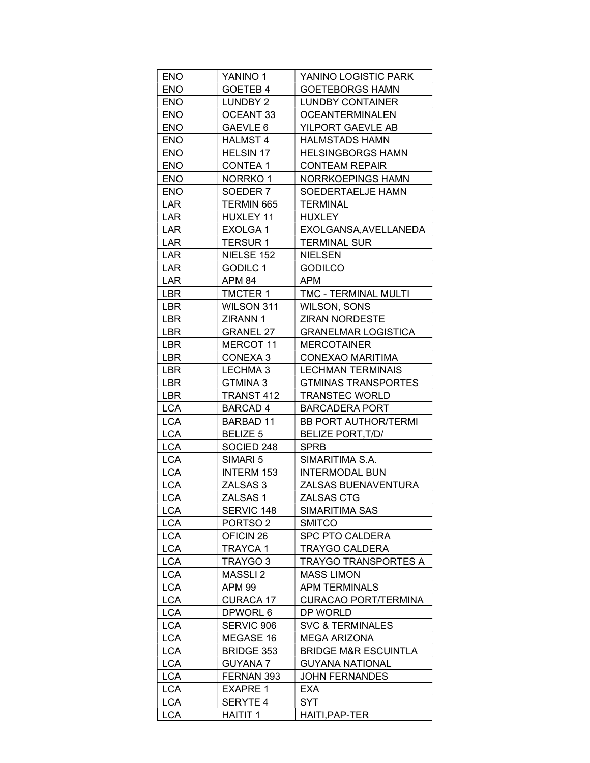| ENO | YANINO 1 | YANINO LOGISTIC PARK |
|---|---|---|
| ENO | GOETEB 4 | GOETEBORGS HAMN |
| ENO | LUNDBY 2 | LUNDBY CONTAINER |
| ENO | OCEANT 33 | OCEANTERMINALEN |
| ENO | GAEVLE 6 | YILPORT GAEVLE AB |
| ENO | HALMST 4 | HALMSTADS HAMN |
| ENO | HELSIN 17 | HELSINGBORGS HAMN |
| ENO | CONTEA 1 | CONTEAM REPAIR |
| ENO | NORRKO 1 | NORRKOEPINGS HAMN |
| ENO | SOEDER 7 | SOEDERTAELJE HAMN |
| LAR | TERMIN 665 | TERMINAL |
| LAR | HUXLEY 11 | HUXLEY |
| LAR | EXOLGA 1 | EXOLGANSA,AVELLANEDA |
| LAR | TERSUR 1 | TERMINAL SUR |
| LAR | NIELSE 152 | NIELSEN |
| LAR | GODILC 1 | GODILCO |
| LAR | APM 84 | APM |
| LBR | TMCTER 1 | TMC - TERMINAL MULTI |
| LBR | WILSON 311 | WILSON, SONS |
| LBR | ZIRANN 1 | ZIRAN NORDESTE |
| LBR | GRANEL 27 | GRANELMAR LOGISTICA |
| LBR | MERCOT 11 | MERCOTAINER |
| LBR | CONEXA 3 | CONEXAO MARITIMA |
| LBR | LECHMA 3 | LECHMAN TERMINAIS |
| LBR | GTMINA 3 | GTMINAS TRANSPORTES |
| LBR | TRANST 412 | TRANSTEC WORLD |
| LCA | BARCAD 4 | BARCADERA PORT |
| LCA | BARBAD 11 | BB PORT AUTHOR/TERMI |
| LCA | BELIZE 5 | BELIZE PORT,T/D/ |
| LCA | SOCIED 248 | SPRB |
| LCA | SIMARI 5 | SIMARITIMA S.A. |
| LCA | INTERM 153 | INTERMODAL BUN |
| LCA | ZALSAS 3 | ZALSAS BUENAVENTURA |
| LCA | ZALSAS 1 | ZALSAS CTG |
| LCA | SERVIC 148 | SIMARITIMA SAS |
| LCA | PORTSO 2 | SMITCO |
| LCA | OFICIN 26 | SPC PTO CALDERA |
| LCA | TRAYCA 1 | TRAYGO CALDERA |
| LCA | TRAYGO 3 | TRAYGO TRANSPORTES A |
| LCA | MASSLI 2 | MASS LIMON |
| LCA | APM 99 | APM TERMINALS |
| LCA | CURACA 17 | CURACAO PORT/TERMINA |
| LCA | DPWORL 6 | DP WORLD |
| LCA | SERVIC 906 | SVC & TERMINALES |
| LCA | MEGASE 16 | MEGA ARIZONA |
| LCA | BRIDGE 353 | BRIDGE M&R ESCUINTLA |
| LCA | GUYANA 7 | GUYANA NATIONAL |
| LCA | FERNAN 393 | JOHN FERNANDES |
| LCA | EXAPRE 1 | EXA |
| LCA | SERYTE 4 | SYT |
| LCA | HAITIT 1 | HAITI,PAP-TER |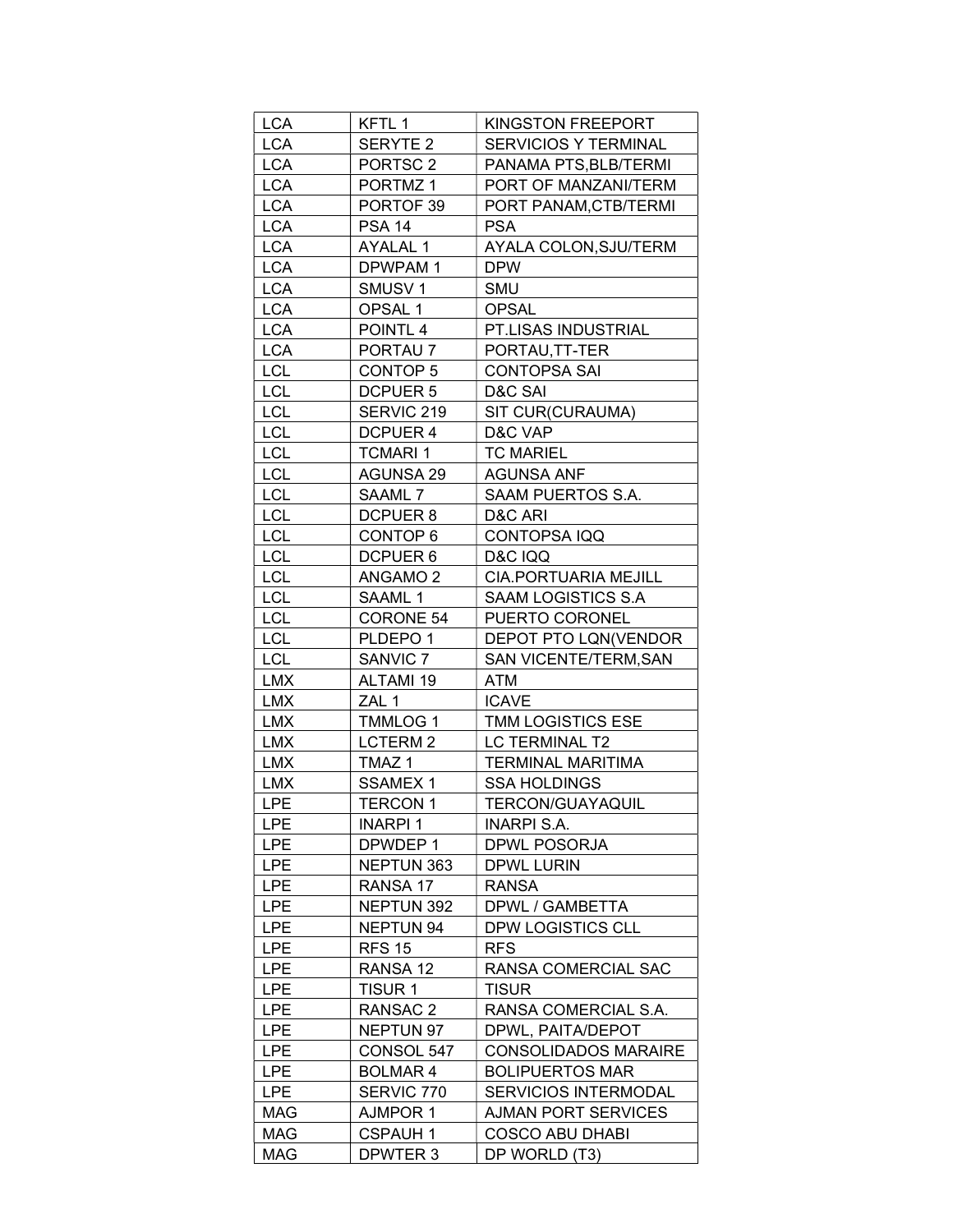| LCA | KFTL 1 | KINGSTON FREEPORT |
|---|---|---|
| LCA | SERYTE 2 | SERVICIOS Y TERMINAL |
| LCA | PORTSC 2 | PANAMA PTS,BLB/TERMI |
| LCA | PORTMZ 1 | PORT OF MANZANI/TERM |
| LCA | PORTOF 39 | PORT PANAM,CTB/TERMI |
| LCA | PSA 14 | PSA |
| LCA | AYALAL 1 | AYALA COLON,SJU/TERM |
| LCA | DPWPAM 1 | DPW |
| LCA | SMUSV 1 | SMU |
| LCA | OPSAL 1 | OPSAL |
| LCA | POINTL 4 | PT.LISAS INDUSTRIAL |
| LCA | PORTAU 7 | PORTAU,TT-TER |
| LCL | CONTOP 5 | CONTOPSA SAI |
| LCL | DCPUER 5 | D&C SAI |
| LCL | SERVIC 219 | SIT CUR(CURAUMA) |
| LCL | DCPUER 4 | D&C VAP |
| LCL | TCMARI 1 | TC MARIEL |
| LCL | AGUNSA 29 | AGUNSA ANF |
| LCL | SAAML 7 | SAAM PUERTOS S.A. |
| LCL | DCPUER 8 | D&C ARI |
| LCL | CONTOP 6 | CONTOPSA IQQ |
| LCL | DCPUER 6 | D&C IQQ |
| LCL | ANGAMO 2 | CIA.PORTUARIA MEJILL |
| LCL | SAAML 1 | SAAM LOGISTICS S.A |
| LCL | CORONE 54 | PUERTO CORONEL |
| LCL | PLDEPO 1 | DEPOT PTO LQN(VENDOR |
| LCL | SANVIC 7 | SAN VICENTE/TERM,SAN |
| LMX | ALTAMI 19 | ATM |
| LMX | ZAL 1 | ICAVE |
| LMX | TMMLOG 1 | TMM LOGISTICS ESE |
| LMX | LCTERM 2 | LC TERMINAL T2 |
| LMX | TMAZ 1 | TERMINAL MARITIMA |
| LMX | SSAMEX 1 | SSA HOLDINGS |
| LPE | TERCON 1 | TERCON/GUAYAQUIL |
| LPE | INARPI 1 | INARPI S.A. |
| LPE | DPWDEP 1 | DPWL POSORJA |
| LPE | NEPTUN 363 | DPWL LURIN |
| LPE | RANSA 17 | RANSA |
| LPE | NEPTUN 392 | DPWL / GAMBETTA |
| LPE | NEPTUN 94 | DPW LOGISTICS CLL |
| LPE | RFS 15 | RFS |
| LPE | RANSA 12 | RANSA COMERCIAL SAC |
| LPE | TISUR 1 | TISUR |
| LPE | RANSAC 2 | RANSA COMERCIAL S.A. |
| LPE | NEPTUN 97 | DPWL, PAITA/DEPOT |
| LPE | CONSOL 547 | CONSOLIDADOS MARAIRE |
| LPE | BOLMAR 4 | BOLIPUERTOS MAR |
| LPE | SERVIC 770 | SERVICIOS INTERMODAL |
| MAG | AJMPOR 1 | AJMAN PORT SERVICES |
| MAG | CSPAUH 1 | COSCO ABU DHABI |
| MAG | DPWTER 3 | DP WORLD (T3) |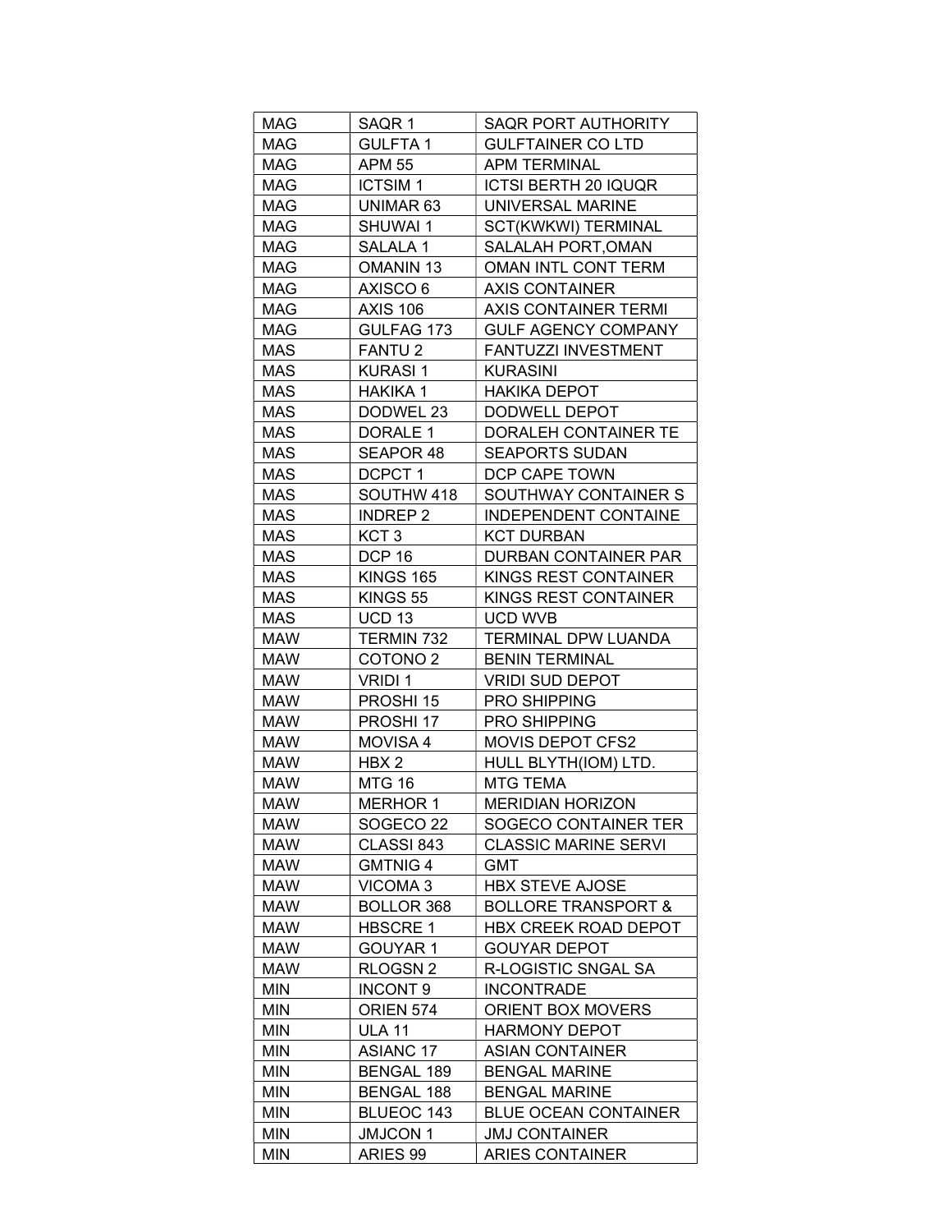| MAG | SAQR 1 | SAQR PORT AUTHORITY |
|---|---|---|
| MAG | GULFTA 1 | GULFTAINER CO LTD |
| MAG | APM 55 | APM TERMINAL |
| MAG | ICTSIM 1 | ICTSI BERTH 20 IQUQR |
| MAG | UNIMAR 63 | UNIVERSAL MARINE |
| MAG | SHUWAI 1 | SCT(KWKWI) TERMINAL |
| MAG | SALALA 1 | SALALAH PORT,OMAN |
| MAG | OMANIN 13 | OMAN INTL CONT TERM |
| MAG | AXISCO 6 | AXIS CONTAINER |
| MAG | AXIS 106 | AXIS CONTAINER TERMI |
| MAG | GULFAG 173 | GULF AGENCY COMPANY |
| MAS | FANTU 2 | FANTUZZI INVESTMENT |
| MAS | KURASI 1 | KURASINI |
| MAS | HAKIKA 1 | HAKIKA DEPOT |
| MAS | DODWEL 23 | DODWELL DEPOT |
| MAS | DORALE 1 | DORALEH CONTAINER TE |
| MAS | SEAPOR 48 | SEAPORTS SUDAN |
| MAS | DCPCT 1 | DCP CAPE TOWN |
| MAS | SOUTHW 418 | SOUTHWAY CONTAINER S |
| MAS | INDREP 2 | INDEPENDENT CONTAINE |
| MAS | KCT 3 | KCT DURBAN |
| MAS | DCP 16 | DURBAN CONTAINER PAR |
| MAS | KINGS 165 | KINGS REST CONTAINER |
| MAS | KINGS 55 | KINGS REST CONTAINER |
| MAS | UCD 13 | UCD WVB |
| MAW | TERMIN 732 | TERMINAL DPW LUANDA |
| MAW | COTONO 2 | BENIN TERMINAL |
| MAW | VRIDI 1 | VRIDI SUD DEPOT |
| MAW | PROSHI 15 | PRO SHIPPING |
| MAW | PROSHI 17 | PRO SHIPPING |
| MAW | MOVISA 4 | MOVIS DEPOT CFS2 |
| MAW | HBX 2 | HULL BLYTH(IOM) LTD. |
| MAW | MTG 16 | MTG TEMA |
| MAW | MERHOR 1 | MERIDIAN HORIZON |
| MAW | SOGECO 22 | SOGECO CONTAINER TER |
| MAW | CLASSI 843 | CLASSIC MARINE SERVI |
| MAW | GMTNIG 4 | GMT |
| MAW | VICOMA 3 | HBX STEVE AJOSE |
| MAW | BOLLOR 368 | BOLLORE TRANSPORT & |
| MAW | HBSCRE 1 | HBX CREEK ROAD DEPOT |
| MAW | GOUYAR 1 | GOUYAR DEPOT |
| MAW | RLOGSN 2 | R-LOGISTIC SNGAL SA |
| MIN | INCONT 9 | INCONTRADE |
| MIN | ORIEN 574 | ORIENT BOX MOVERS |
| MIN | ULA 11 | HARMONY DEPOT |
| MIN | ASIANC 17 | ASIAN CONTAINER |
| MIN | BENGAL 189 | BENGAL MARINE |
| MIN | BENGAL 188 | BENGAL MARINE |
| MIN | BLUEOC 143 | BLUE OCEAN CONTAINER |
| MIN | JMJCON 1 | JMJ CONTAINER |
| MIN | ARIES 99 | ARIES CONTAINER |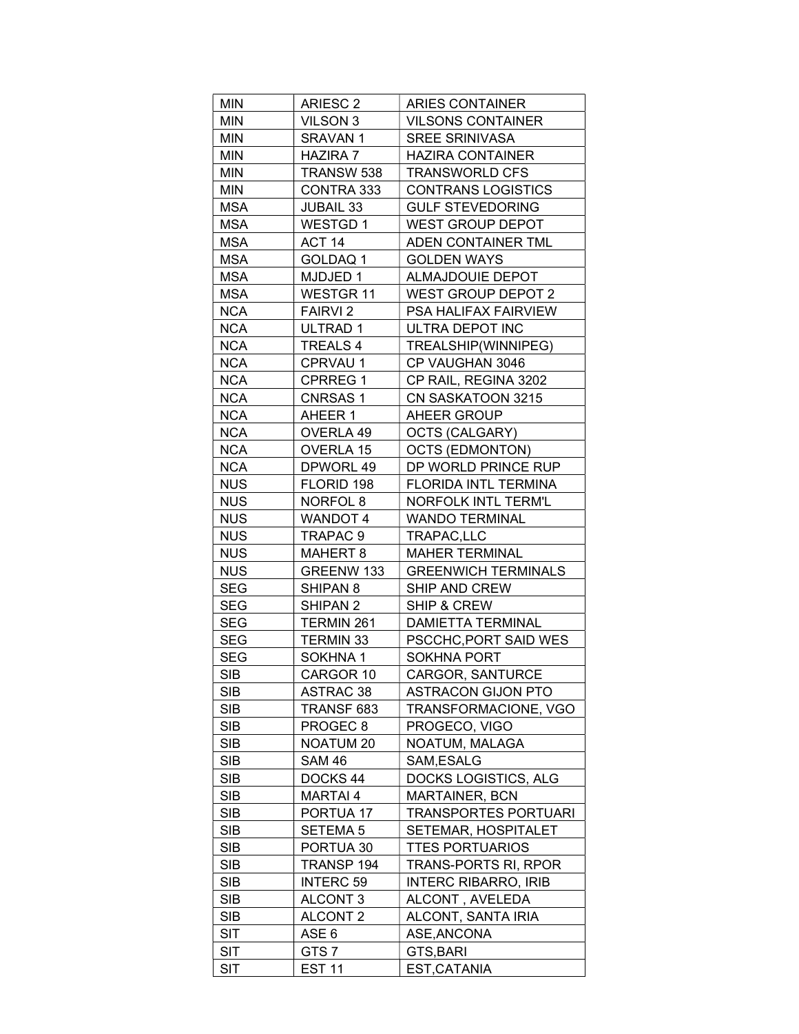| MIN | ARIESC 2 | ARIES CONTAINER |
|---|---|---|
| MIN | VILSON 3 | VILSONS CONTAINER |
| MIN | SRAVAN 1 | SREE SRINIVASA |
| MIN | HAZIRA 7 | HAZIRA CONTAINER |
| MIN | TRANSW 538 | TRANSWORLD CFS |
| MIN | CONTRA 333 | CONTRANS LOGISTICS |
| MSA | JUBAIL 33 | GULF STEVEDORING |
| MSA | WESTGD 1 | WEST GROUP DEPOT |
| MSA | ACT 14 | ADEN CONTAINER TML |
| MSA | GOLDAQ 1 | GOLDEN WAYS |
| MSA | MJDJED 1 | ALMAJDOUIE DEPOT |
| MSA | WESTGR 11 | WEST GROUP DEPOT 2 |
| NCA | FAIRVI 2 | PSA HALIFAX FAIRVIEW |
| NCA | ULTRAD 1 | ULTRA DEPOT INC |
| NCA | TREALS 4 | TREALSHIP(WINNIPEG) |
| NCA | CPRVAU 1 | CP VAUGHAN 3046 |
| NCA | CPRREG 1 | CP RAIL, REGINA 3202 |
| NCA | CNRSAS 1 | CN SASKATOON 3215 |
| NCA | AHEER 1 | AHEER GROUP |
| NCA | OVERLA 49 | OCTS (CALGARY) |
| NCA | OVERLA 15 | OCTS (EDMONTON) |
| NCA | DPWORL 49 | DP WORLD PRINCE RUP |
| NUS | FLORID 198 | FLORIDA INTL TERMINA |
| NUS | NORFOL 8 | NORFOLK INTL TERM'L |
| NUS | WANDOT 4 | WANDO TERMINAL |
| NUS | TRAPAC 9 | TRAPAC,LLC |
| NUS | MAHERT 8 | MAHER TERMINAL |
| NUS | GREENW 133 | GREENWICH TERMINALS |
| SEG | SHIPAN 8 | SHIP AND CREW |
| SEG | SHIPAN 2 | SHIP & CREW |
| SEG | TERMIN 261 | DAMIETTA TERMINAL |
| SEG | TERMIN 33 | PSCCHC,PORT SAID WES |
| SEG | SOKHNA 1 | SOKHNA PORT |
| SIB | CARGOR 10 | CARGOR, SANTURCE |
| SIB | ASTRAC 38 | ASTRACON GIJON PTO |
| SIB | TRANSF 683 | TRANSFORMACIONE, VGO |
| SIB | PROGEC 8 | PROGECO, VIGO |
| SIB | NOATUM 20 | NOATUM, MALAGA |
| SIB | SAM 46 | SAM,ESALG |
| SIB | DOCKS 44 | DOCKS LOGISTICS, ALG |
| SIB | MARTAI 4 | MARTAINER, BCN |
| SIB | PORTUA 17 | TRANSPORTES PORTUARI |
| SIB | SETEMA 5 | SETEMAR, HOSPITALET |
| SIB | PORTUA 30 | TTES PORTUARIOS |
| SIB | TRANSP 194 | TRANS-PORTS RI, RPOR |
| SIB | INTERC 59 | INTERC RIBARRO, IRIB |
| SIB | ALCONT 3 | ALCONT , AVELEDA |
| SIB | ALCONT 2 | ALCONT, SANTA IRIA |
| SIT | ASE 6 | ASE,ANCONA |
| SIT | GTS 7 | GTS,BARI |
| SIT | EST 11 | EST,CATANIA |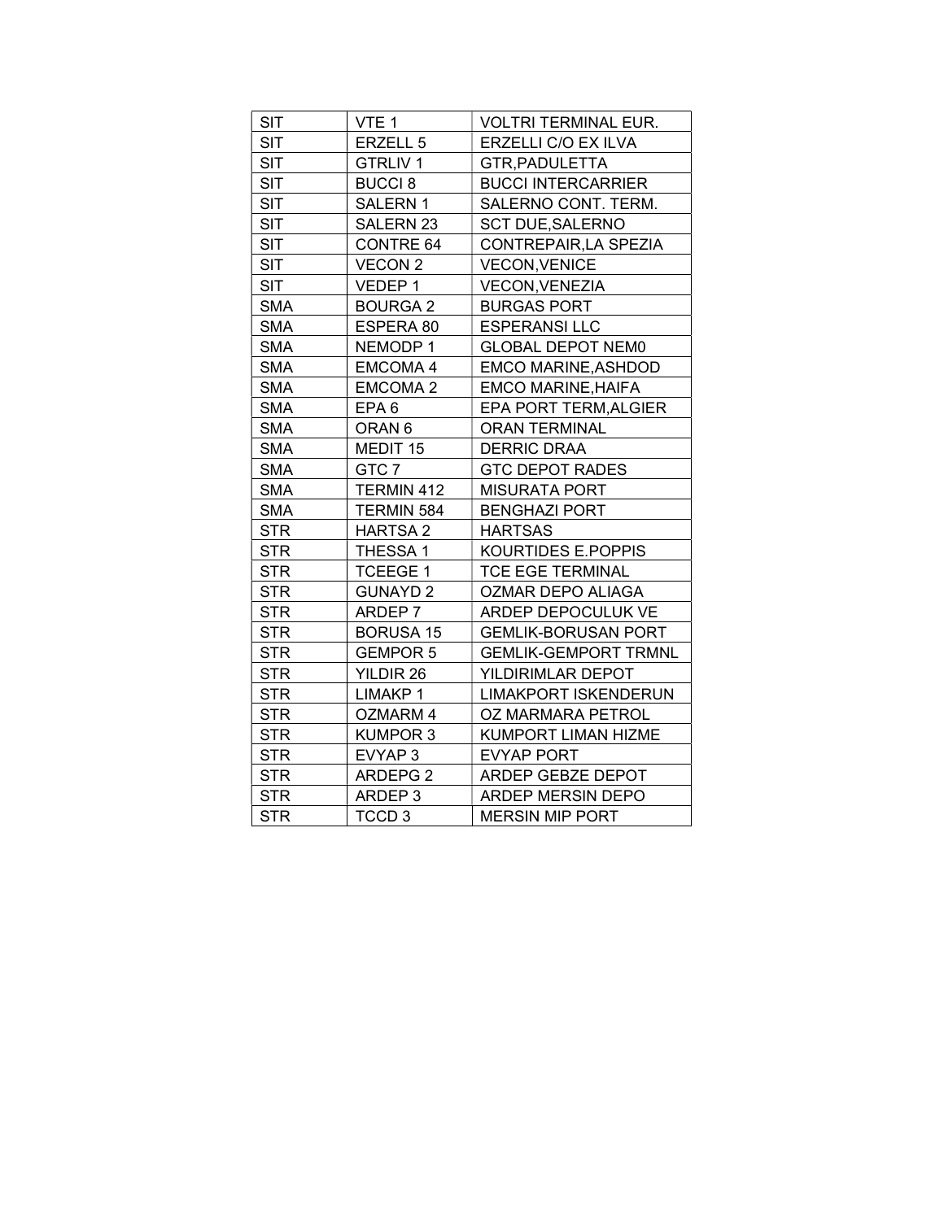| | | |
|---|---|---|
| SIT | VTE 1 | VOLTRI TERMINAL EUR. |
| SIT | ERZELL 5 | ERZELLI C/O EX ILVA |
| SIT | GTRLIV 1 | GTR,PADULETTA |
| SIT | BUCCI 8 | BUCCI INTERCARRIER |
| SIT | SALERN 1 | SALERNO CONT. TERM. |
| SIT | SALERN 23 | SCT DUE,SALERNO |
| SIT | CONTRE 64 | CONTREPAIR,LA SPEZIA |
| SIT | VECON 2 | VECON,VENICE |
| SIT | VEDEP 1 | VECON,VENEZIA |
| SMA | BOURGA 2 | BURGAS PORT |
| SMA | ESPERA 80 | ESPERANSI LLC |
| SMA | NEMODP 1 | GLOBAL DEPOT NEM0 |
| SMA | EMCOMA 4 | EMCO MARINE,ASHDOD |
| SMA | EMCOMA 2 | EMCO MARINE,HAIFA |
| SMA | EPA 6 | EPA PORT TERM,ALGIER |
| SMA | ORAN 6 | ORAN TERMINAL |
| SMA | MEDIT 15 | DERRIC DRAA |
| SMA | GTC 7 | GTC DEPOT RADES |
| SMA | TERMIN 412 | MISURATA PORT |
| SMA | TERMIN 584 | BENGHAZI PORT |
| STR | HARTSA 2 | HARTSAS |
| STR | THESSA 1 | KOURTIDES E.POPPIS |
| STR | TCEEGE 1 | TCE EGE TERMINAL |
| STR | GUNAYD 2 | OZMAR DEPO ALIAGA |
| STR | ARDEP 7 | ARDEP DEPOCULUK VE |
| STR | BORUSA 15 | GEMLIK-BORUSAN PORT |
| STR | GEMPOR 5 | GEMLIK-GEMPORT TRMNL |
| STR | YILDIR 26 | YILDIRIMLAR DEPOT |
| STR | LIMAKP 1 | LIMAKPORT ISKENDERUN |
| STR | OZMARM 4 | OZ MARMARA PETROL |
| STR | KUMPOR 3 | KUMPORT LIMAN HIZME |
| STR | EVYAP 3 | EVYAP PORT |
| STR | ARDEPG 2 | ARDEP GEBZE DEPOT |
| STR | ARDEP 3 | ARDEP MERSIN DEPO |
| STR | TCCD 3 | MERSIN MIP PORT |